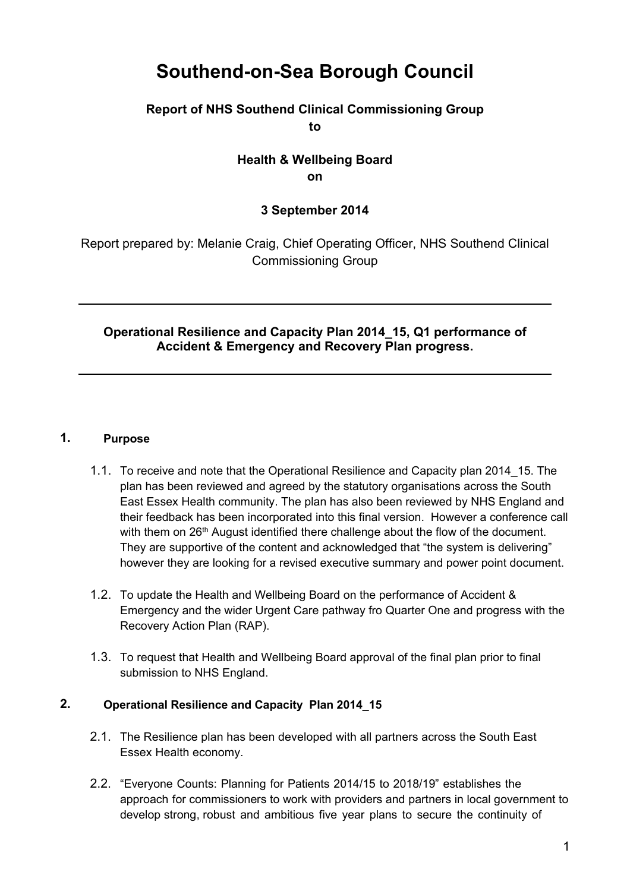# Southend-on-Sea Borough Council

**Report of NHS Southend Clinical Commissioning Group**
**to**

**Health & Wellbeing Board**
**on**

**3 September 2014**

Report prepared by: Melanie Craig, Chief Operating Officer, NHS Southend Clinical Commissioning Group

---

**Operational Resilience and Capacity Plan 2014_15, Q1 performance of Accident & Emergency and Recovery Plan progress.**

---

## 1. Purpose

1.1. To receive and note that the Operational Resilience and Capacity plan 2014_15. The plan has been reviewed and agreed by the statutory organisations across the South East Essex Health community. The plan has also been reviewed by NHS England and their feedback has been incorporated into this final version. However a conference call with them on 26th August identified there challenge about the flow of the document. They are supportive of the content and acknowledged that "the system is delivering" however they are looking for a revised executive summary and power point document.

1.2. To update the Health and Wellbeing Board on the performance of Accident & Emergency and the wider Urgent Care pathway fro Quarter One and progress with the Recovery Action Plan (RAP).

1.3. To request that Health and Wellbeing Board approval of the final plan prior to final submission to NHS England.

## 2. Operational Resilience and Capacity Plan 2014_15

2.1. The Resilience plan has been developed with all partners across the South East Essex Health economy.

2.2. "Everyone Counts: Planning for Patients 2014/15 to 2018/19" establishes the approach for commissioners to work with providers and partners in local government to develop strong, robust and ambitious five year plans to secure the continuity of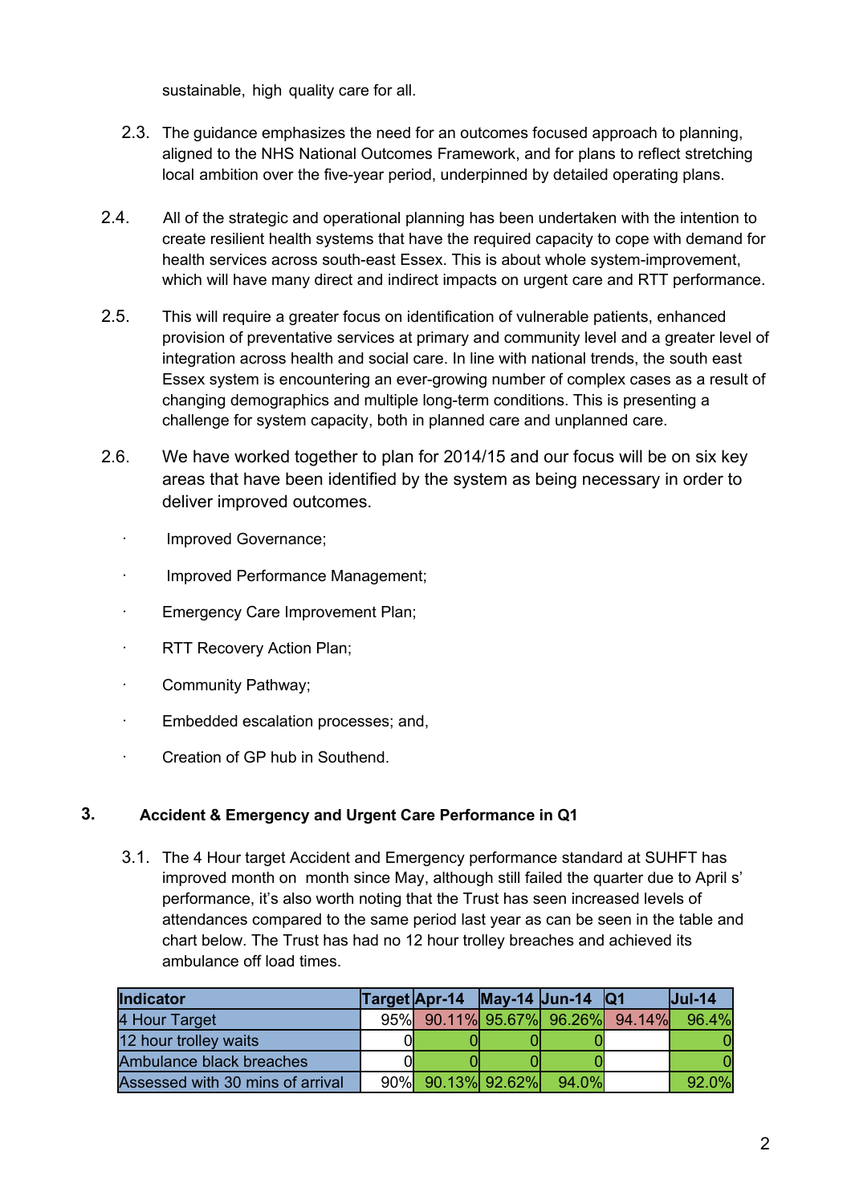sustainable, high quality care for all.

2.3. The guidance emphasizes the need for an outcomes focused approach to planning, aligned to the NHS National Outcomes Framework, and for plans to reflect stretching local ambition over the five-year period, underpinned by detailed operating plans.

2.4. All of the strategic and operational planning has been undertaken with the intention to create resilient health systems that have the required capacity to cope with demand for health services across south-east Essex. This is about whole system-improvement, which will have many direct and indirect impacts on urgent care and RTT performance.

2.5. This will require a greater focus on identification of vulnerable patients, enhanced provision of preventative services at primary and community level and a greater level of integration across health and social care. In line with national trends, the south east Essex system is encountering an ever-growing number of complex cases as a result of changing demographics and multiple long-term conditions. This is presenting a challenge for system capacity, both in planned care and unplanned care.

2.6. We have worked together to plan for 2014/15 and our focus will be on six key areas that have been identified by the system as being necessary in order to deliver improved outcomes.

- Improved Governance;
- Improved Performance Management;
- Emergency Care Improvement Plan;
- RTT Recovery Action Plan;
- Community Pathway;
- Embedded escalation processes; and,
- Creation of GP hub in Southend.

## 3. Accident & Emergency and Urgent Care Performance in Q1

3.1. The 4 Hour target Accident and Emergency performance standard at SUHFT has improved month on month since May, although still failed the quarter due to April s' performance, it's also worth noting that the Trust has seen increased levels of attendances compared to the same period last year as can be seen in the table and chart below. The Trust has had no 12 hour trolley breaches and achieved its ambulance off load times.

| Indicator | Target | Apr-14 | May-14 | Jun-14 | Q1 | Jul-14 |
|---|---|---|---|---|---|---|
| 4 Hour Target | 95% | 90.11% | 95.67% | 96.26% | 94.14% | 96.4% |
| 12 hour trolley waits | 0 | 0 | 0 | 0 | | 0 |
| Ambulance black breaches | 0 | 0 | 0 | 0 | | 0 |
| Assessed with 30 mins of arrival | 90% | 90.13% | 92.62% | 94.0% | | 92.0% |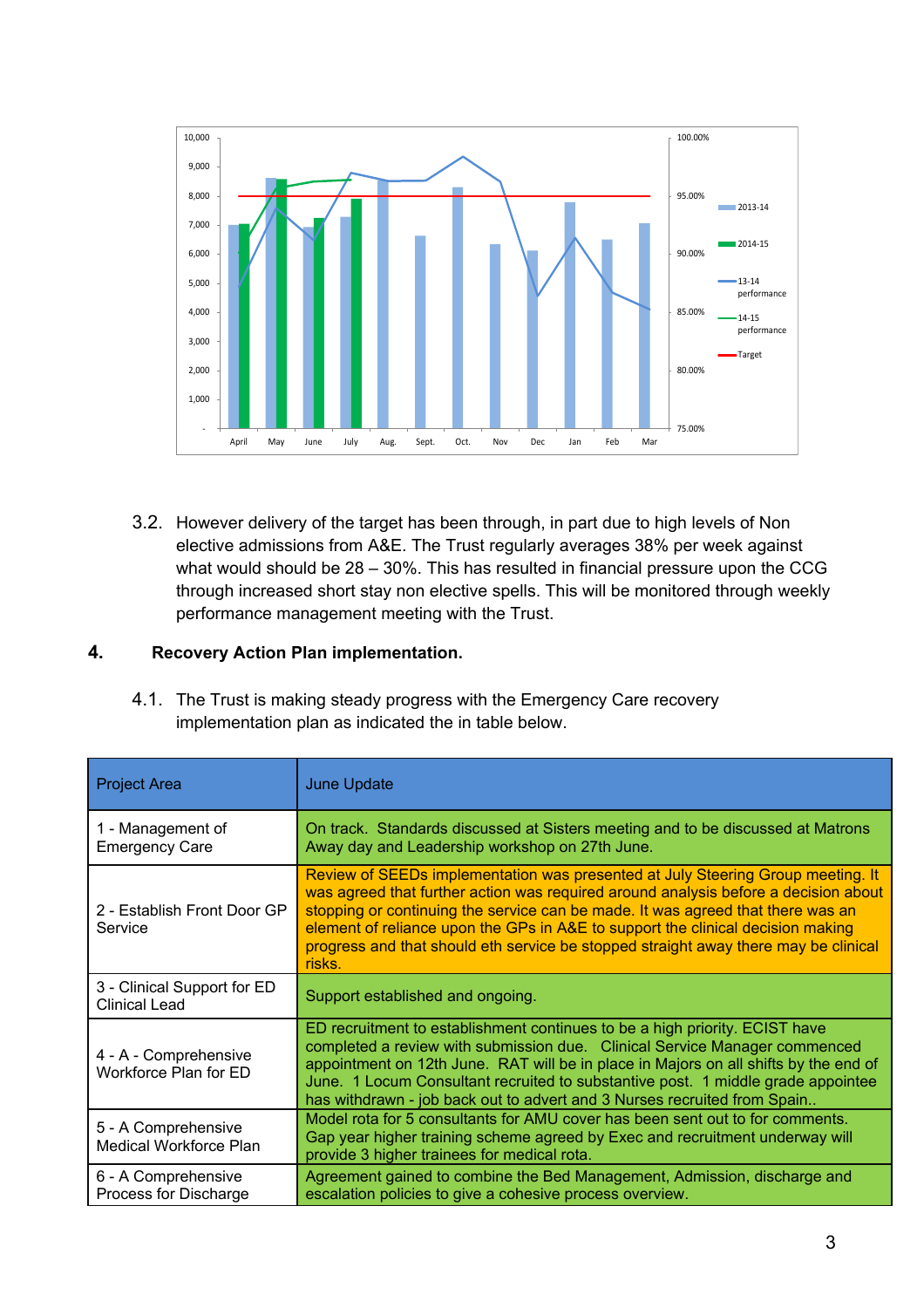3.2. However delivery of the target has been through, in part due to high levels of Non elective admissions from A&E. The Trust regularly averages 38% per week against what would should be 28 – 30%. This has resulted in financial pressure upon the CCG through increased short stay non elective spells. This will be monitored through weekly performance management meeting with the Trust.

## 4. Recovery Action Plan implementation.

4.1. The Trust is making steady progress with the Emergency Care recovery implementation plan as indicated the in table below.

| Project Area | June Update |
| --- | --- |
| 1 - Management of Emergency Care | On track. Standards discussed at Sisters meeting and to be discussed at Matrons Away day and Leadership workshop on 27th June. |
| 2 - Establish Front Door GP Service | Review of SEEDs implementation was presented at July Steering Group meeting. It was agreed that further action was required around analysis before a decision about stopping or continuing the service can be made. It was agreed that there was an element of reliance upon the GPs in A&E to support the clinical decision making progress and that should eth service be stopped straight away there may be clinical risks. |
| 3 - Clinical Support for ED Clinical Lead | Support established and ongoing. |
| 4 - A - Comprehensive Workforce Plan for ED | ED recruitment to establishment continues to be a high priority. ECIST have completed a review with submission due. Clinical Service Manager commenced appointment on 12th June. RAT will be in place in Majors on all shifts by the end of June. 1 Locum Consultant recruited to substantive post. 1 middle grade appointee has withdrawn - job back out to advert and 3 Nurses recruited from Spain.. |
| 5 - A Comprehensive Medical Workforce Plan | Model rota for 5 consultants for AMU cover has been sent out to for comments. Gap year higher training scheme agreed by Exec and recruitment underway will provide 3 higher trainees for medical rota. |
| 6 - A Comprehensive Process for Discharge | Agreement gained to combine the Bed Management, Admission, discharge and escalation policies to give a cohesive process overview. |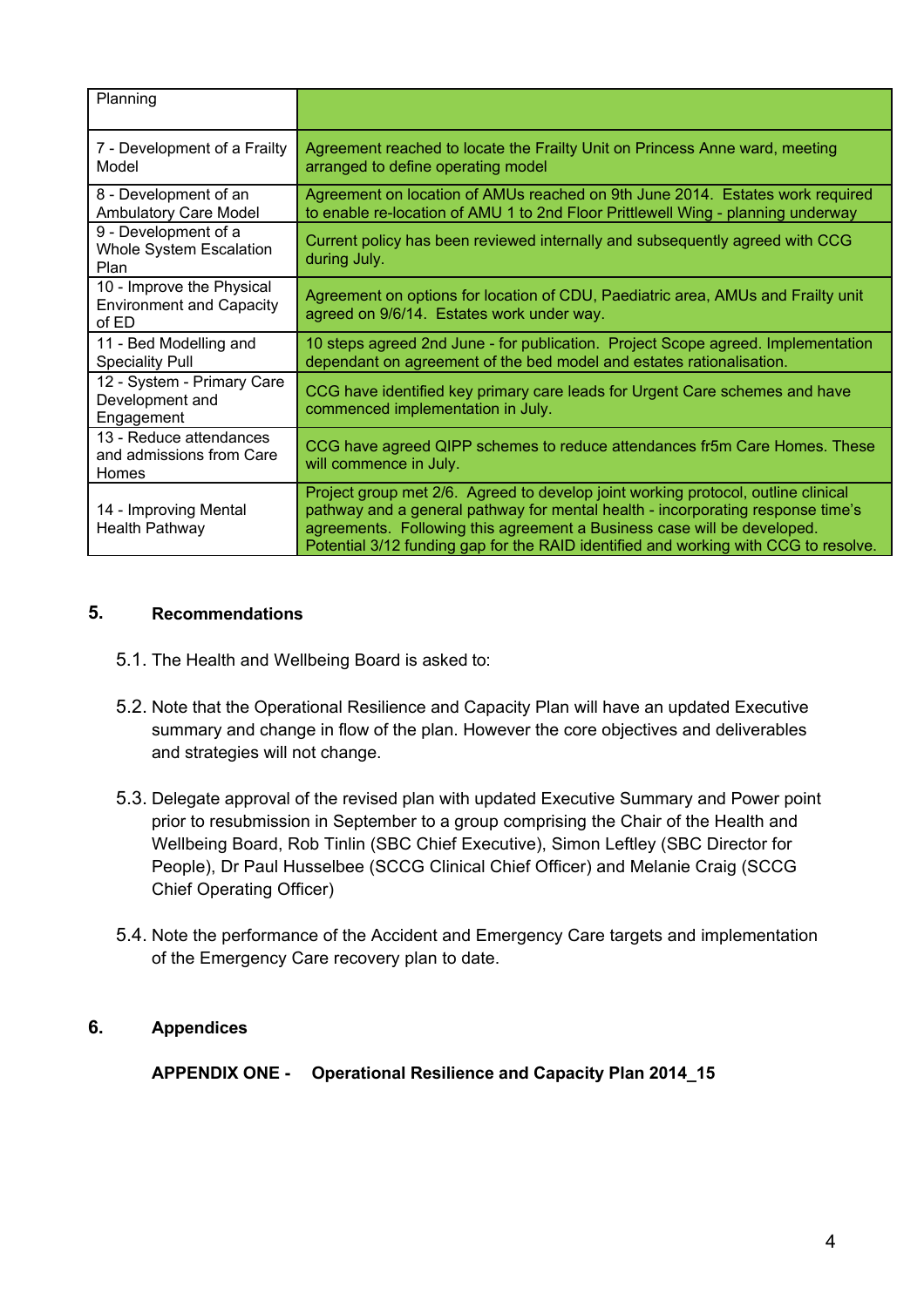| | |
|---|---|
| Planning | |
| 7 - Development of a Frailty Model | Agreement reached to locate the Frailty Unit on Princess Anne ward, meeting arranged to define operating model |
| 8 - Development of an Ambulatory Care Model | Agreement on location of AMUs reached on 9th June 2014. Estates work required to enable re-location of AMU 1 to 2nd Floor Prittlewell Wing - planning underway |
| 9 - Development of a Whole System Escalation Plan | Current policy has been reviewed internally and subsequently agreed with CCG during July. |
| 10 - Improve the Physical Environment and Capacity of ED | Agreement on options for location of CDU, Paediatric area, AMUs and Frailty unit agreed on 9/6/14. Estates work under way. |
| 11 - Bed Modelling and Speciality Pull | 10 steps agreed 2nd June - for publication. Project Scope agreed. Implementation dependant on agreement of the bed model and estates rationalisation. |
| 12 - System - Primary Care Development and Engagement | CCG have identified key primary care leads for Urgent Care schemes and have commenced implementation in July. |
| 13 - Reduce attendances and admissions from Care Homes | CCG have agreed QIPP schemes to reduce attendances fr5m Care Homes. These will commence in July. |
| 14 - Improving Mental Health Pathway | Project group met 2/6. Agreed to develop joint working protocol, outline clinical pathway and a general pathway for mental health - incorporating response time's agreements. Following this agreement a Business case will be developed. Potential 3/12 funding gap for the RAID identified and working with CCG to resolve. |

## 5. Recommendations

5.1. The Health and Wellbeing Board is asked to:

5.2. Note that the Operational Resilience and Capacity Plan will have an updated Executive summary and change in flow of the plan. However the core objectives and deliverables and strategies will not change.

5.3. Delegate approval of the revised plan with updated Executive Summary and Power point prior to resubmission in September to a group comprising the Chair of the Health and Wellbeing Board, Rob Tinlin (SBC Chief Executive), Simon Leftley (SBC Director for People), Dr Paul Husselbee (SCCG Clinical Chief Officer) and Melanie Craig (SCCG Chief Operating Officer)

5.4. Note the performance of the Accident and Emergency Care targets and implementation of the Emergency Care recovery plan to date.

## 6. Appendices

**APPENDIX ONE - Operational Resilience and Capacity Plan 2014_15**